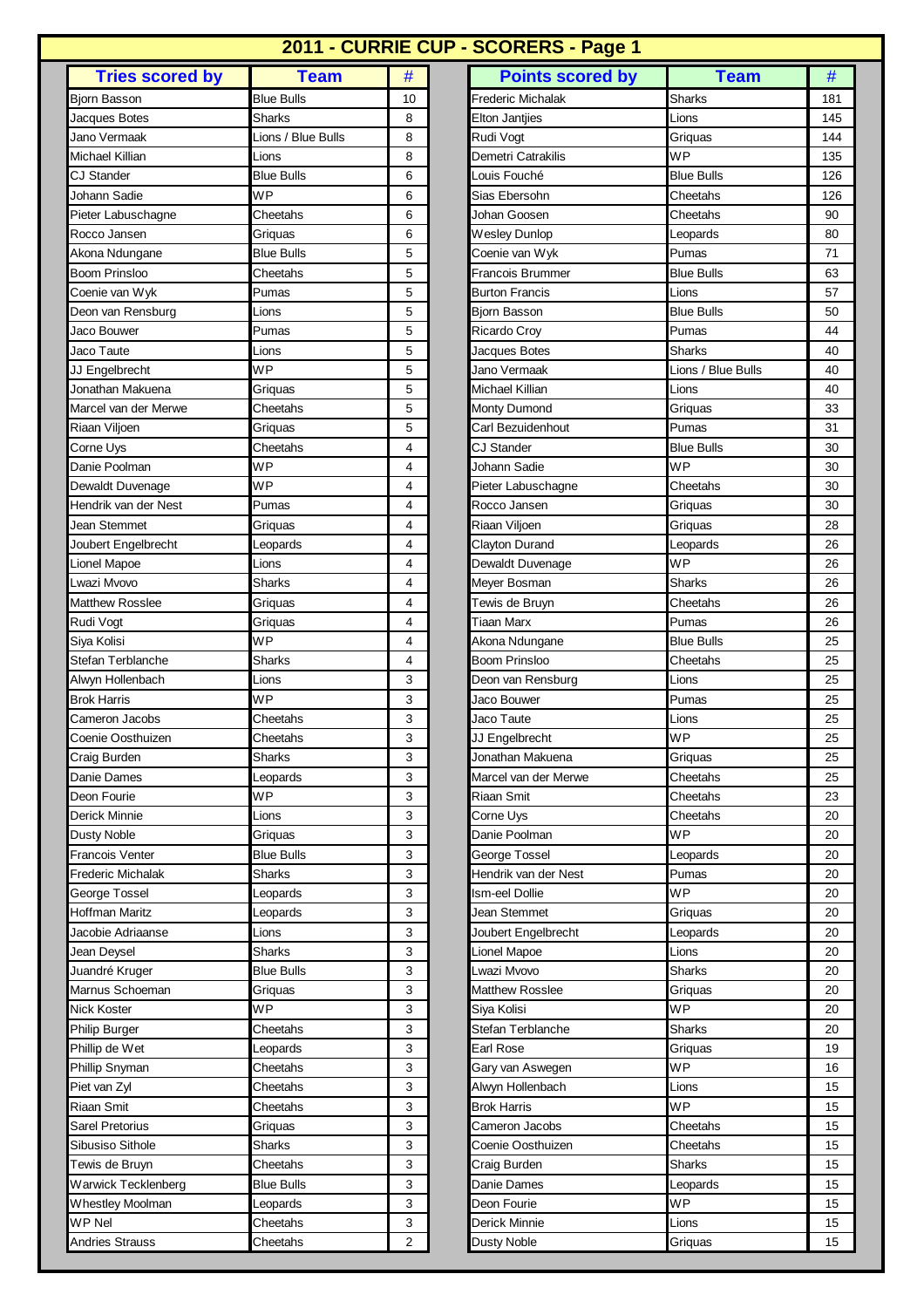# 2011 - CURRIE CUP - SCORERS - Page 1

| Tries scored by | Team | # |
|---|---|---|
| Bjorn Basson | Blue Bulls | 10 |
| Jacques Botes | Sharks | 8 |
| Jano Vermaak | Lions / Blue Bulls | 8 |
| Michael Killian | Lions | 8 |
| CJ Stander | Blue Bulls | 6 |
| Johann Sadie | WP | 6 |
| Pieter Labuschagne | Cheetahs | 6 |
| Rocco Jansen | Griquas | 6 |
| Akona Ndungane | Blue Bulls | 5 |
| Boom Prinsloo | Cheetahs | 5 |
| Coenie van Wyk | Pumas | 5 |
| Deon van Rensburg | Lions | 5 |
| Jaco Bouwer | Pumas | 5 |
| Jaco Taute | Lions | 5 |
| JJ Engelbrecht | WP | 5 |
| Jonathan Makuena | Griquas | 5 |
| Marcel van der Merwe | Cheetahs | 5 |
| Riaan Viljoen | Griquas | 5 |
| Corne Uys | Cheetahs | 4 |
| Danie Poolman | WP | 4 |
| Dewaldt Duvenage | WP | 4 |
| Hendrik van der Nest | Pumas | 4 |
| Jean Stemmet | Griquas | 4 |
| Joubert Engelbrecht | Leopards | 4 |
| Lionel Mapoe | Lions | 4 |
| Lwazi Mvovo | Sharks | 4 |
| Matthew Rosslee | Griquas | 4 |
| Rudi Vogt | Griquas | 4 |
| Siya Kolisi | WP | 4 |
| Stefan Terblanche | Sharks | 4 |
| Alwyn Hollenbach | Lions | 3 |
| Brok Harris | WP | 3 |
| Cameron Jacobs | Cheetahs | 3 |
| Coenie Oosthuizen | Cheetahs | 3 |
| Craig Burden | Sharks | 3 |
| Danie Dames | Leopards | 3 |
| Deon Fourie | WP | 3 |
| Derick Minnie | Lions | 3 |
| Dusty Noble | Griquas | 3 |
| Francois Venter | Blue Bulls | 3 |
| Frederic Michalak | Sharks | 3 |
| George Tossel | Leopards | 3 |
| Hoffman Maritz | Leopards | 3 |
| Jacobie Adriaanse | Lions | 3 |
| Jean Deysel | Sharks | 3 |
| Juandré Kruger | Blue Bulls | 3 |
| Marnus Schoeman | Griquas | 3 |
| Nick Koster | WP | 3 |
| Philip Burger | Cheetahs | 3 |
| Phillip de Wet | Leopards | 3 |
| Phillip Snyman | Cheetahs | 3 |
| Piet van Zyl | Cheetahs | 3 |
| Riaan Smit | Cheetahs | 3 |
| Sarel Pretorius | Griquas | 3 |
| Sibusiso Sithole | Sharks | 3 |
| Tewis de Bruyn | Cheetahs | 3 |
| Warwick Tecklenberg | Blue Bulls | 3 |
| Whestley Moolman | Leopards | 3 |
| WP Nel | Cheetahs | 3 |
| Andries Strauss | Cheetahs | 2 |

| Points scored by | Team | # |
|---|---|---|
| Frederic Michalak | Sharks | 181 |
| Elton Jantjies | Lions | 145 |
| Rudi Vogt | Griquas | 144 |
| Demetri Catrakilis | WP | 135 |
| Louis Fouché | Blue Bulls | 126 |
| Sias Ebersohn | Cheetahs | 126 |
| Johan Goosen | Cheetahs | 90 |
| Wesley Dunlop | Leopards | 80 |
| Coenie van Wyk | Pumas | 71 |
| Francois Brummer | Blue Bulls | 63 |
| Burton Francis | Lions | 57 |
| Bjorn Basson | Blue Bulls | 50 |
| Ricardo Croy | Pumas | 44 |
| Jacques Botes | Sharks | 40 |
| Jano Vermaak | Lions / Blue Bulls | 40 |
| Michael Killian | Lions | 40 |
| Monty Dumond | Griquas | 33 |
| Carl Bezuidenhout | Pumas | 31 |
| CJ Stander | Blue Bulls | 30 |
| Johann Sadie | WP | 30 |
| Pieter Labuschagne | Cheetahs | 30 |
| Rocco Jansen | Griquas | 30 |
| Riaan Viljoen | Griquas | 28 |
| Clayton Durand | Leopards | 26 |
| Dewaldt Duvenage | WP | 26 |
| Meyer Bosman | Sharks | 26 |
| Tewis de Bruyn | Cheetahs | 26 |
| Tiaan Marx | Pumas | 26 |
| Akona Ndungane | Blue Bulls | 25 |
| Boom Prinsloo | Cheetahs | 25 |
| Deon van Rensburg | Lions | 25 |
| Jaco Bouwer | Pumas | 25 |
| Jaco Taute | Lions | 25 |
| JJ Engelbrecht | WP | 25 |
| Jonathan Makuena | Griquas | 25 |
| Marcel van der Merwe | Cheetahs | 25 |
| Riaan Smit | Cheetahs | 23 |
| Corne Uys | Cheetahs | 20 |
| Danie Poolman | WP | 20 |
| George Tossel | Leopards | 20 |
| Hendrik van der Nest | Pumas | 20 |
| Ism-eel Dollie | WP | 20 |
| Jean Stemmet | Griquas | 20 |
| Joubert Engelbrecht | Leopards | 20 |
| Lionel Mapoe | Lions | 20 |
| Lwazi Mvovo | Sharks | 20 |
| Matthew Rosslee | Griquas | 20 |
| Siya Kolisi | WP | 20 |
| Stefan Terblanche | Sharks | 20 |
| Earl Rose | Griquas | 19 |
| Gary van Aswegen | WP | 16 |
| Alwyn Hollenbach | Lions | 15 |
| Brok Harris | WP | 15 |
| Cameron Jacobs | Cheetahs | 15 |
| Coenie Oosthuizen | Cheetahs | 15 |
| Craig Burden | Sharks | 15 |
| Danie Dames | Leopards | 15 |
| Deon Fourie | WP | 15 |
| Derick Minnie | Lions | 15 |
| Dusty Noble | Griquas | 15 |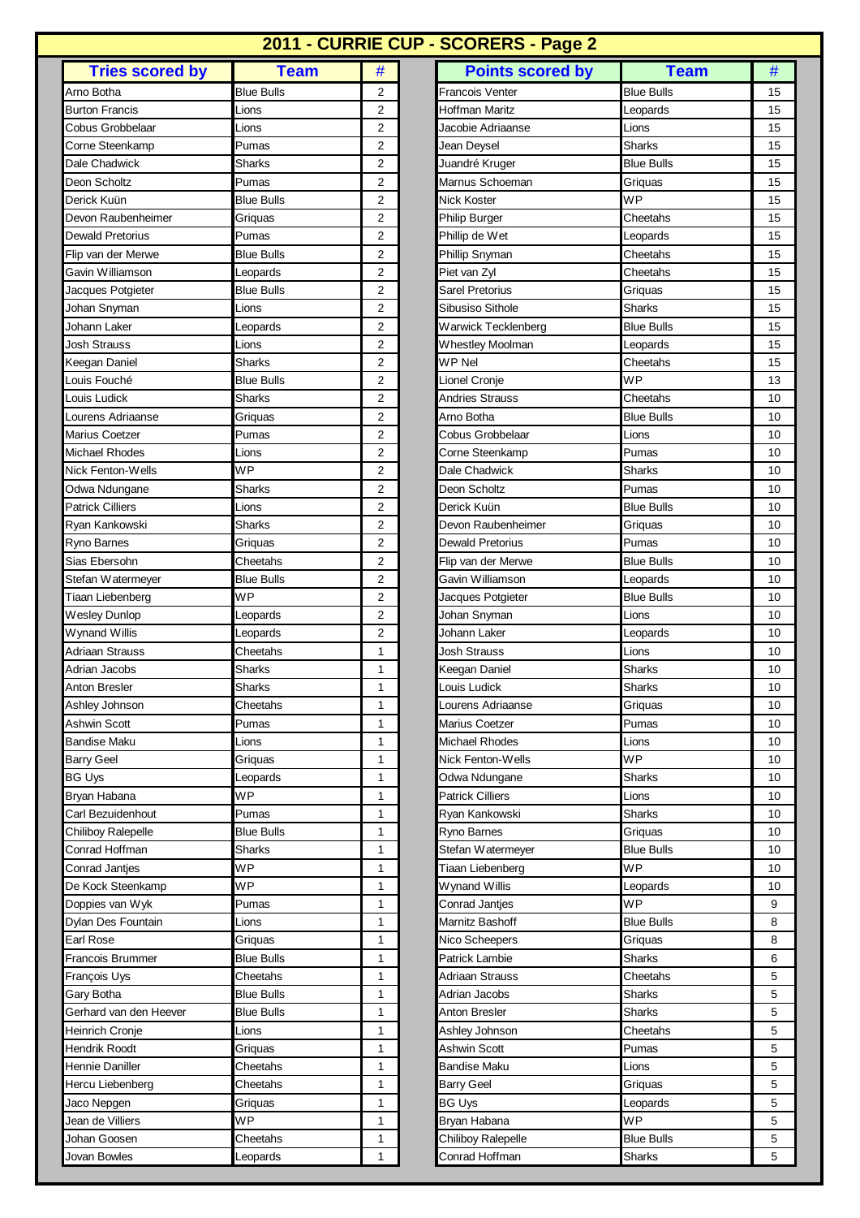# 2011 - CURRIE CUP - SCORERS - Page 2

| Tries scored by | Team | # |
|---|---|---|
| Arno Botha | Blue Bulls | 2 |
| Burton Francis | Lions | 2 |
| Cobus Grobbelaar | Lions | 2 |
| Corne Steenkamp | Pumas | 2 |
| Dale Chadwick | Sharks | 2 |
| Deon Scholtz | Pumas | 2 |
| Derick Kuün | Blue Bulls | 2 |
| Devon Raubenheimer | Griquas | 2 |
| Dewald Pretorius | Pumas | 2 |
| Flip van der Merwe | Blue Bulls | 2 |
| Gavin Williamson | Leopards | 2 |
| Jacques Potgieter | Blue Bulls | 2 |
| Johan Snyman | Lions | 2 |
| Johann Laker | Leopards | 2 |
| Josh Strauss | Lions | 2 |
| Keegan Daniel | Sharks | 2 |
| Louis Fouché | Blue Bulls | 2 |
| Louis Ludick | Sharks | 2 |
| Lourens Adriaanse | Griquas | 2 |
| Marius Coetzer | Pumas | 2 |
| Michael Rhodes | Lions | 2 |
| Nick Fenton-Wells | WP | 2 |
| Odwa Ndungane | Sharks | 2 |
| Patrick Cilliers | Lions | 2 |
| Ryan Kankowski | Sharks | 2 |
| Ryno Barnes | Griquas | 2 |
| Sias Ebersohn | Cheetahs | 2 |
| Stefan Watermeyer | Blue Bulls | 2 |
| Tiaan Liebenberg | WP | 2 |
| Wesley Dunlop | Leopards | 2 |
| Wynand Willis | Leopards | 2 |
| Adriaan Strauss | Cheetahs | 1 |
| Adrian Jacobs | Sharks | 1 |
| Anton Bresler | Sharks | 1 |
| Ashley Johnson | Cheetahs | 1 |
| Ashwin Scott | Pumas | 1 |
| Bandise Maku | Lions | 1 |
| Barry Geel | Griquas | 1 |
| BG Uys | Leopards | 1 |
| Bryan Habana | WP | 1 |
| Carl Bezuidenhout | Pumas | 1 |
| Chiliboy Ralepelle | Blue Bulls | 1 |
| Conrad Hoffman | Sharks | 1 |
| Conrad Jantjes | WP | 1 |
| De Kock Steenkamp | WP | 1 |
| Doppies van Wyk | Pumas | 1 |
| Dylan Des Fountain | Lions | 1 |
| Earl Rose | Griquas | 1 |
| Francois Brummer | Blue Bulls | 1 |
| François Uys | Cheetahs | 1 |
| Gary Botha | Blue Bulls | 1 |
| Gerhard van den Heever | Blue Bulls | 1 |
| Heinrich Cronje | Lions | 1 |
| Hendrik Roodt | Griquas | 1 |
| Hennie Daniller | Cheetahs | 1 |
| Hercu Liebenberg | Cheetahs | 1 |
| Jaco Nepgen | Griquas | 1 |
| Jean de Villiers | WP | 1 |
| Johan Goosen | Cheetahs | 1 |
| Jovan Bowles | Leopards | 1 |

| Points scored by | Team | # |
|---|---|---|
| Francois Venter | Blue Bulls | 15 |
| Hoffman Maritz | Leopards | 15 |
| Jacobie Adriaanse | Lions | 15 |
| Jean Deysel | Sharks | 15 |
| Juandré Kruger | Blue Bulls | 15 |
| Marnus Schoeman | Griquas | 15 |
| Nick Koster | WP | 15 |
| Philip Burger | Cheetahs | 15 |
| Phillip de Wet | Leopards | 15 |
| Phillip Snyman | Cheetahs | 15 |
| Piet van Zyl | Cheetahs | 15 |
| Sarel Pretorius | Griquas | 15 |
| Sibusiso Sithole | Sharks | 15 |
| Warwick Tecklenberg | Blue Bulls | 15 |
| Whestley Moolman | Leopards | 15 |
| WP Nel | Cheetahs | 15 |
| Lionel Cronje | WP | 13 |
| Andries Strauss | Cheetahs | 10 |
| Arno Botha | Blue Bulls | 10 |
| Cobus Grobbelaar | Lions | 10 |
| Corne Steenkamp | Pumas | 10 |
| Dale Chadwick | Sharks | 10 |
| Deon Scholtz | Pumas | 10 |
| Derick Kuün | Blue Bulls | 10 |
| Devon Raubenheimer | Griquas | 10 |
| Dewald Pretorius | Pumas | 10 |
| Flip van der Merwe | Blue Bulls | 10 |
| Gavin Williamson | Leopards | 10 |
| Jacques Potgieter | Blue Bulls | 10 |
| Johan Snyman | Lions | 10 |
| Johann Laker | Leopards | 10 |
| Josh Strauss | Lions | 10 |
| Keegan Daniel | Sharks | 10 |
| Louis Ludick | Sharks | 10 |
| Lourens Adriaanse | Griquas | 10 |
| Marius Coetzer | Pumas | 10 |
| Michael Rhodes | Lions | 10 |
| Nick Fenton-Wells | WP | 10 |
| Odwa Ndungane | Sharks | 10 |
| Patrick Cilliers | Lions | 10 |
| Ryan Kankowski | Sharks | 10 |
| Ryno Barnes | Griquas | 10 |
| Stefan Watermeyer | Blue Bulls | 10 |
| Tiaan Liebenberg | WP | 10 |
| Wynand Willis | Leopards | 10 |
| Conrad Jantjes | WP | 9 |
| Marnitz Bashoff | Blue Bulls | 8 |
| Nico Scheepers | Griquas | 8 |
| Patrick Lambie | Sharks | 6 |
| Adriaan Strauss | Cheetahs | 5 |
| Adrian Jacobs | Sharks | 5 |
| Anton Bresler | Sharks | 5 |
| Ashley Johnson | Cheetahs | 5 |
| Ashwin Scott | Pumas | 5 |
| Bandise Maku | Lions | 5 |
| Barry Geel | Griquas | 5 |
| BG Uys | Leopards | 5 |
| Bryan Habana | WP | 5 |
| Chiliboy Ralepelle | Blue Bulls | 5 |
| Conrad Hoffman | Sharks | 5 |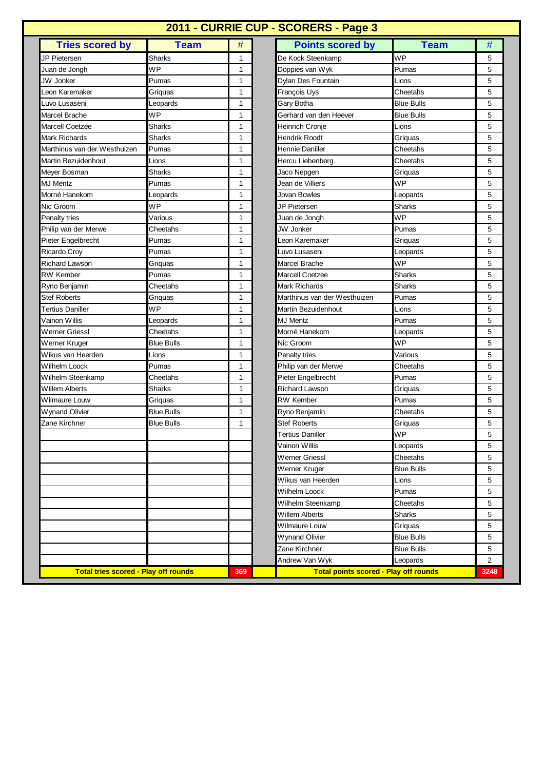# 2011 - CURRIE CUP - SCORERS - Page 3

| Tries scored by | Team | # | Points scored by | Team | # |
|---|---|---|---|---|---|
| JP Pietersen | Sharks | 1 | De Kock Steenkamp | WP | 5 |
| Juan de Jongh | WP | 1 | Doppies van Wyk | Pumas | 5 |
| JW Jonker | Pumas | 1 | Dylan Des Fountain | Lions | 5 |
| Leon Karemaker | Griquas | 1 | François Uys | Cheetahs | 5 |
| Luvo Lusaseni | Leopards | 1 | Gary Botha | Blue Bulls | 5 |
| Marcel Brache | WP | 1 | Gerhard van den Heever | Blue Bulls | 5 |
| Marcell Coetzee | Sharks | 1 | Heinrich Cronje | Lions | 5 |
| Mark Richards | Sharks | 1 | Hendrik Roodt | Griquas | 5 |
| Marthinus van der Westhuizen | Pumas | 1 | Hennie Daniller | Cheetahs | 5 |
| Martin Bezuidenhout | Lions | 1 | Hercu Liebenberg | Cheetahs | 5 |
| Meyer Bosman | Sharks | 1 | Jaco Nepgen | Griquas | 5 |
| MJ Mentz | Pumas | 1 | Jean de Villiers | WP | 5 |
| Morné Hanekom | Leopards | 1 | Jovan Bowles | Leopards | 5 |
| Nic Groom | WP | 1 | JP Pietersen | Sharks | 5 |
| Penalty tries | Various | 1 | Juan de Jongh | WP | 5 |
| Philip van der Merwe | Cheetahs | 1 | JW Jonker | Pumas | 5 |
| Pieter Engelbrecht | Pumas | 1 | Leon Karemaker | Griquas | 5 |
| Ricardo Croy | Pumas | 1 | Luvo Lusaseni | Leopards | 5 |
| Richard Lawson | Griquas | 1 | Marcel Brache | WP | 5 |
| RW Kember | Pumas | 1 | Marcell Coetzee | Sharks | 5 |
| Ryno Benjamin | Cheetahs | 1 | Mark Richards | Sharks | 5 |
| Stef Roberts | Griquas | 1 | Marthinus van der Westhuizen | Pumas | 5 |
| Tertius Daniller | WP | 1 | Martin Bezuidenhout | Lions | 5 |
| Vainon Willis | Leopards | 1 | MJ Mentz | Pumas | 5 |
| Werner Griessl | Cheetahs | 1 | Morné Hanekom | Leopards | 5 |
| Werner Kruger | Blue Bulls | 1 | Nic Groom | WP | 5 |
| Wikus van Heerden | Lions | 1 | Penalty tries | Various | 5 |
| Wilhelm Loock | Pumas | 1 | Philip van der Merwe | Cheetahs | 5 |
| Wilhelm Steenkamp | Cheetahs | 1 | Pieter Engelbrecht | Pumas | 5 |
| Willem Alberts | Sharks | 1 | Richard Lawson | Griquas | 5 |
| Wilmaure Louw | Griquas | 1 | RW Kember | Pumas | 5 |
| Wynand Olivier | Blue Bulls | 1 | Ryno Benjamin | Cheetahs | 5 |
| Zane Kirchner | Blue Bulls | 1 | Stef Roberts | Griquas | 5 |
| | | | Tertius Daniller | WP | 5 |
| | | | Vainon Willis | Leopards | 5 |
| | | | Werner Griessl | Cheetahs | 5 |
| | | | Werner Kruger | Blue Bulls | 5 |
| | | | Wikus van Heerden | Lions | 5 |
| | | | Wilhelm Loock | Pumas | 5 |
| | | | Wilhelm Steenkamp | Cheetahs | 5 |
| | | | Willem Alberts | Sharks | 5 |
| | | | Wilmaure Louw | Griquas | 5 |
| | | | Wynand Olivier | Blue Bulls | 5 |
| | | | Zane Kirchner | Blue Bulls | 5 |
| | | | Andrew Van Wyk | Leopards | 2 |
| **Total tries scored - Play off rounds** | | **369** | **Total points scored - Play off rounds** | | **3248** |